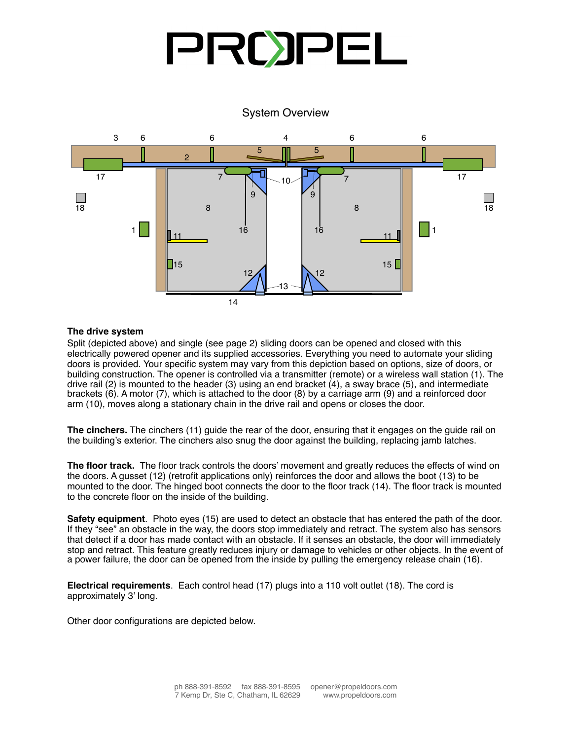# PROPEL

System Overview

**The drive system**
Split (depicted above) and single (see page 2) sliding doors can be opened and closed with this electrically powered opener and its supplied accessories. Everything you need to automate your sliding doors is provided. Your specific system may vary from this depiction based on options, size of doors, or building construction. The opener is controlled via a transmitter (remote) or a wireless wall station (1). The drive rail (2) is mounted to the header (3) using an end bracket (4), a sway brace (5), and intermediate brackets (6). A motor (7), which is attached to the door (8) by a carriage arm (9) and a reinforced door arm (10), moves along a stationary chain in the drive rail and opens or closes the door.

**The cinchers.** The cinchers (11) guide the rear of the door, ensuring that it engages on the guide rail on the building's exterior. The cinchers also snug the door against the building, replacing jamb latches.

**The floor track.** The floor track controls the doors' movement and greatly reduces the effects of wind on the doors. A gusset (12) (retrofit applications only) reinforces the door and allows the boot (13) to be mounted to the door. The hinged boot connects the door to the floor track (14). The floor track is mounted to the concrete floor on the inside of the building.

**Safety equipment**. Photo eyes (15) are used to detect an obstacle that has entered the path of the door. If they "see" an obstacle in the way, the doors stop immediately and retract. The system also has sensors that detect if a door has made contact with an obstacle. If it senses an obstacle, the door will immediately stop and retract. This feature greatly reduces injury or damage to vehicles or other objects. In the event of a power failure, the door can be opened from the inside by pulling the emergency release chain (16).

**Electrical requirements**. Each control head (17) plugs into a 110 volt outlet (18). The cord is approximately 3' long.

Other door configurations are depicted below.

ph 888-391-8592 fax 888-391-8595 opener@propeldoors.com
7 Kemp Dr, Ste C, Chatham, IL 62629 www.propeldoors.com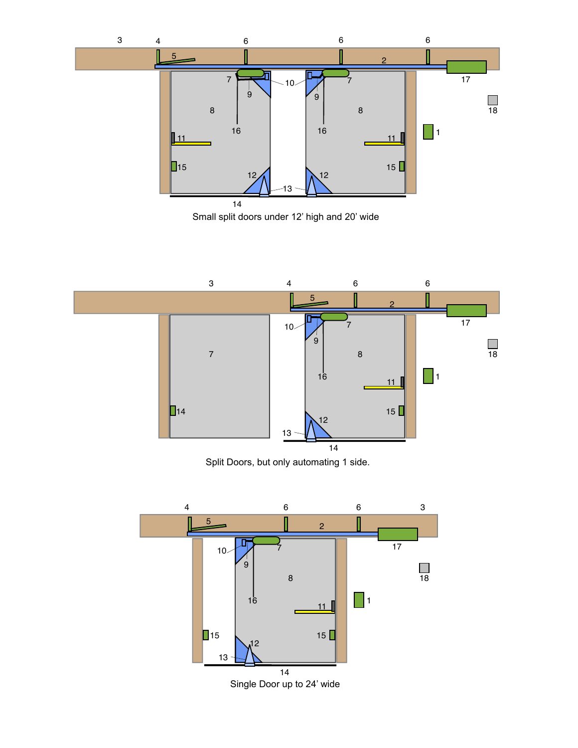3
4
6
6
6
5
2
17
7
10
7
9
9
18
8
8
16
16
1
11
11
15
15
12
12
13
14

Small split doors under 12' high and 20' wide

3
4
6
6
5
2
17
10
7
7
9
18
8
16
1
11
14
15
12
13
14

Split Doors, but only automating 1 side.

4
6
6
3
5
2
17
10
7
9
18
8
16
1
11
15
15
12
13
14

Single Door up to 24' wide